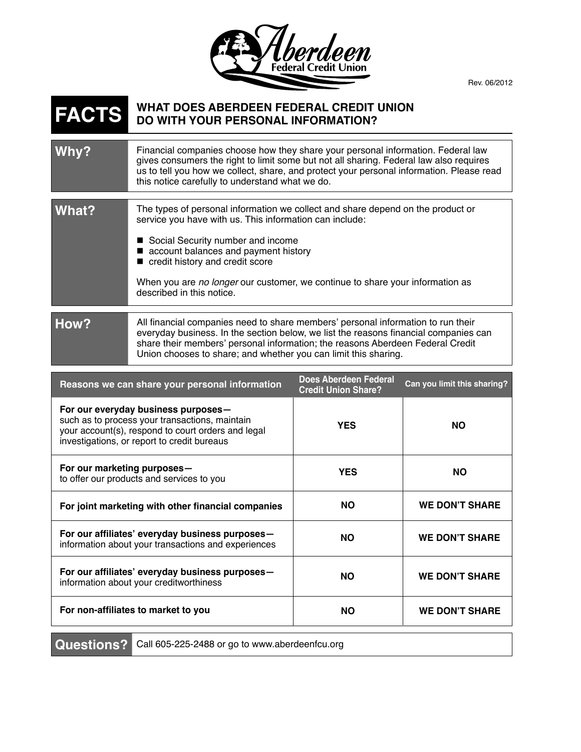Aberdeen Federal Credit Union

Rev. 06/2012

# FACTS — WHAT DOES ABERDEEN FEDERAL CREDIT UNION DO WITH YOUR PERSONAL INFORMATION?

| | |
|---|---|
| **Why?** | Financial companies choose how they share your personal information. Federal law gives consumers the right to limit some but not all sharing. Federal law also requires us to tell you how we collect, share, and protect your personal information. Please read this notice carefully to understand what we do. |
| **What?** | The types of personal information we collect and share depend on the product or service you have with us. This information can include:<br>■ Social Security number and income<br>■ account balances and payment history<br>■ credit history and credit score<br><br>When you are *no longer* our customer, we continue to share your information as described in this notice. |
| **How?** | All financial companies need to share members' personal information to run their everyday business. In the section below, we list the reasons financial companies can share their members' personal information; the reasons Aberdeen Federal Credit Union chooses to share; and whether you can limit this sharing. |

| Reasons we can share your personal information | Does Aberdeen Federal Credit Union Share? | Can you limit this sharing? |
|---|---|---|
| **For our everyday business purposes—** such as to process your transactions, maintain your account(s), respond to court orders and legal investigations, or report to credit bureaus | **YES** | **NO** |
| **For our marketing purposes—** to offer our products and services to you | **YES** | **NO** |
| **For joint marketing with other financial companies** | **NO** | **WE DON'T SHARE** |
| **For our affiliates' everyday business purposes—** information about your transactions and experiences | **NO** | **WE DON'T SHARE** |
| **For our affiliates' everyday business purposes—** information about your creditworthiness | **NO** | **WE DON'T SHARE** |
| **For non-affiliates to market to you** | **NO** | **WE DON'T SHARE** |

| | |
|---|---|
| **Questions?** | Call 605-225-2488 or go to www.aberdeenfcu.org |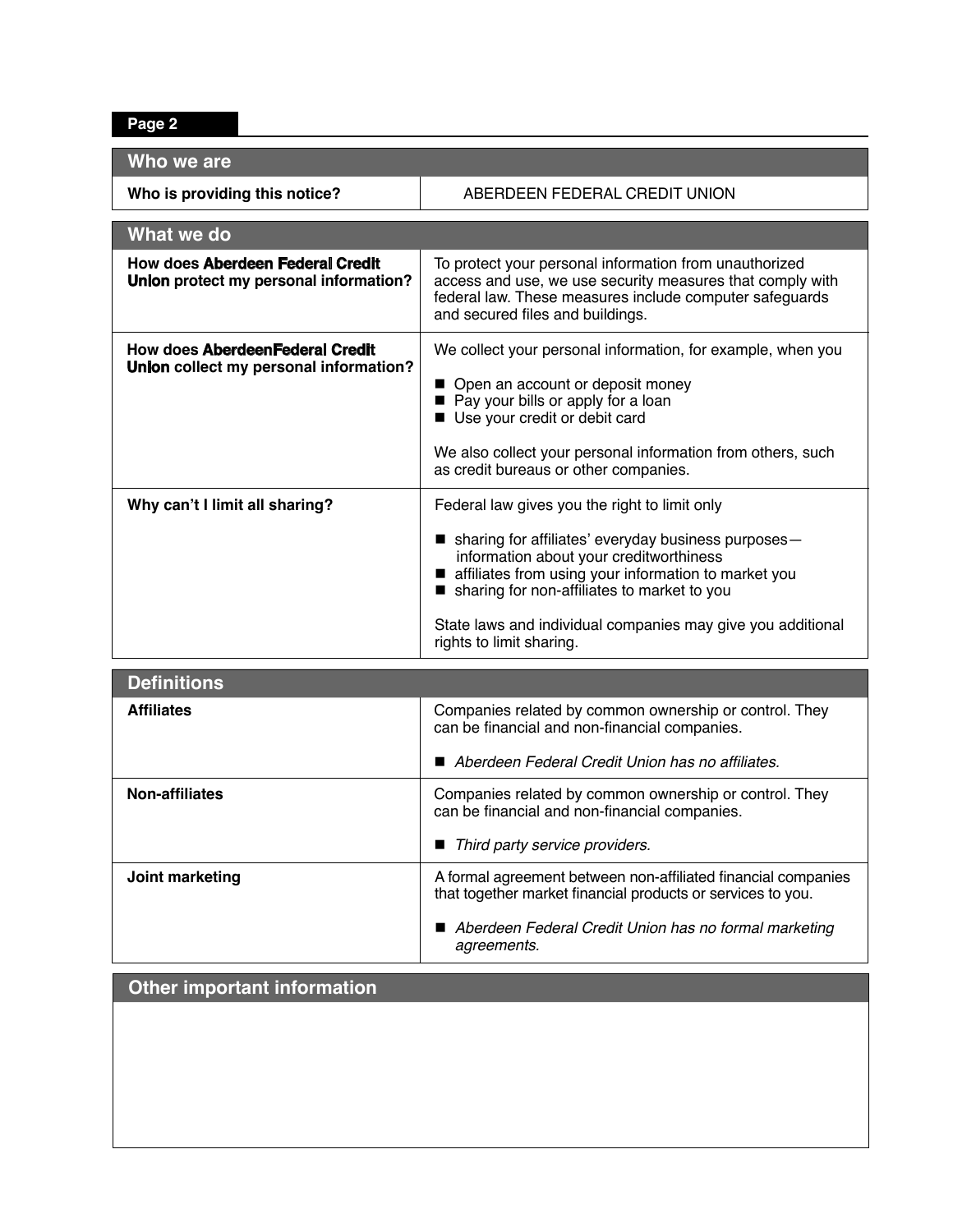## Who we are

| | |
|---|---|
| **Who is providing this notice?** | ABERDEEN FEDERAL CREDIT UNION |

## What we do

| | |
|---|---|
| **How does Aberdeen Federal Credit Union protect my personal information?** | To protect your personal information from unauthorized access and use, we use security measures that comply with federal law. These measures include computer safeguards and secured files and buildings. |
| **How does AberdeenFederal Credit Union collect my personal information?** | We collect your personal information, for example, when you<br>■ Open an account or deposit money<br>■ Pay your bills or apply for a loan<br>■ Use your credit or debit card<br><br>We also collect your personal information from others, such as credit bureaus or other companies. |
| **Why can't I limit all sharing?** | Federal law gives you the right to limit only<br>■ sharing for affiliates' everyday business purposes—information about your creditworthiness<br>■ affiliates from using your information to market you<br>■ sharing for non-affiliates to market to you<br><br>State laws and individual companies may give you additional rights to limit sharing. |

## Definitions

| | |
|---|---|
| **Affiliates** | Companies related by common ownership or control. They can be financial and non-financial companies.<br>■ *Aberdeen Federal Credit Union has no affiliates.* |
| **Non-affiliates** | Companies related by common ownership or control. They can be financial and non-financial companies.<br>■ *Third party service providers.* |
| **Joint marketing** | A formal agreement between non-affiliated financial companies that together market financial products or services to you.<br>■ *Aberdeen Federal Credit Union has no formal marketing agreements.* |

## Other important information